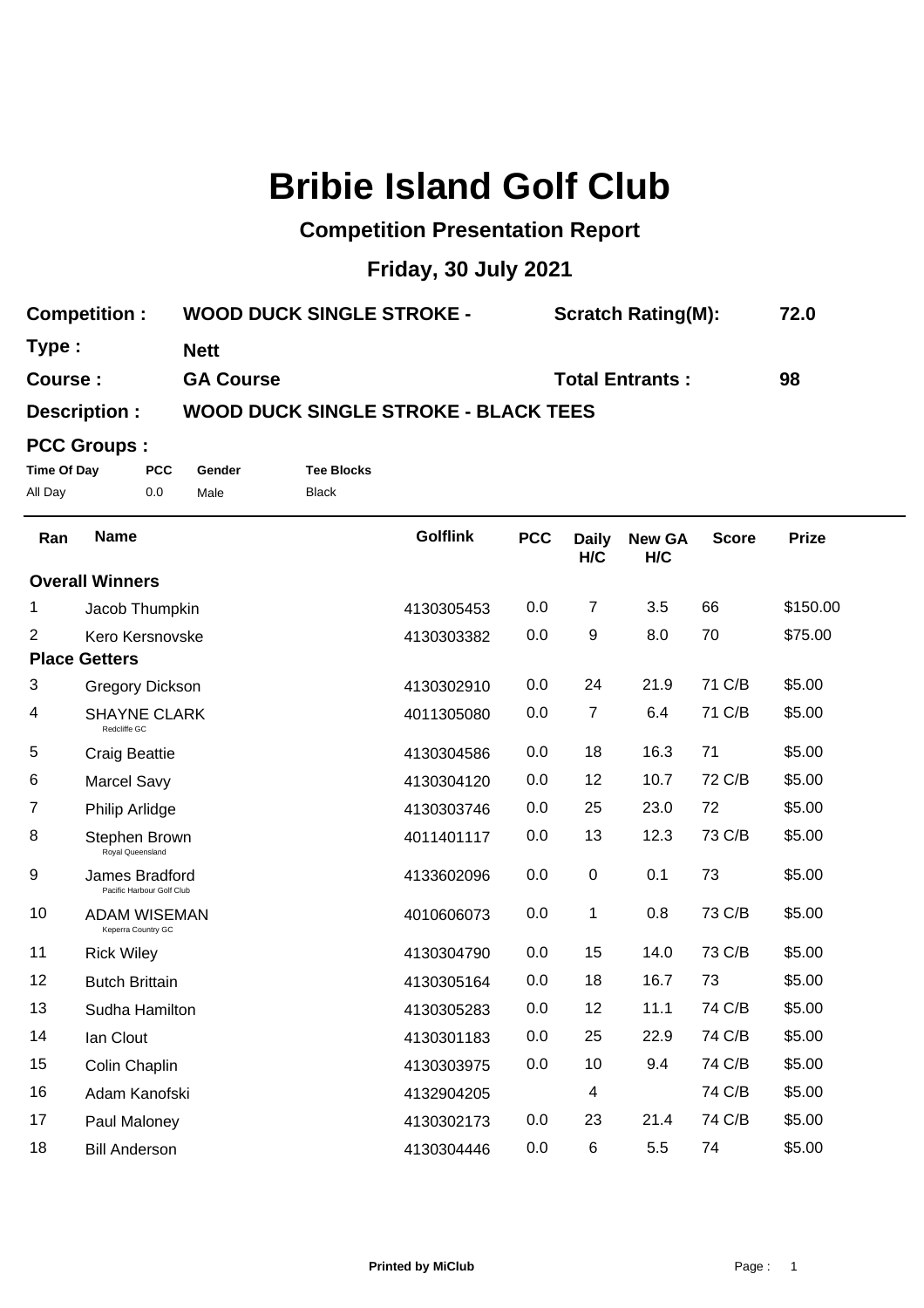# Bribie Island Golf Club

## Competition Presentation Report

## Friday, 30 July 2021

| | | | |
|---|---|---|---|
| **Competition :** | **WOOD DUCK SINGLE STROKE -** | **Scratch Rating(M):** | **72.0** |
| **Type :** | **Nett** | | |
| **Course :** | **GA Course** | **Total Entrants :** | **98** |
| **Description :** | **WOOD DUCK SINGLE STROKE - BLACK TEES** | | |

**PCC Groups :**

| Time Of Day | PCC | Gender | Tee Blocks |
|---|---|---|---|
| All Day | 0.0 | Male | Black |

| Ran | Name | Golflink | PCC | Daily H/C | New GA H/C | Score | Prize |
|---|---|---|---|---|---|---|---|
| **Overall Winners** | | | | | | | |
| 1 | Jacob Thumpkin | 4130305453 | 0.0 | 7 | 3.5 | 66 | $150.00 |
| 2 | Kero Kersnovske | 4130303382 | 0.0 | 9 | 8.0 | 70 | $75.00 |
| **Place Getters** | | | | | | | |
| 3 | Gregory Dickson | 4130302910 | 0.0 | 24 | 21.9 | 71 C/B | $5.00 |
| 4 | SHAYNE CLARK (Redcliffe GC) | 4011305080 | 0.0 | 7 | 6.4 | 71 C/B | $5.00 |
| 5 | Craig Beattie | 4130304586 | 0.0 | 18 | 16.3 | 71 | $5.00 |
| 6 | Marcel Savy | 4130304120 | 0.0 | 12 | 10.7 | 72 C/B | $5.00 |
| 7 | Philip Arlidge | 4130303746 | 0.0 | 25 | 23.0 | 72 | $5.00 |
| 8 | Stephen Brown (Royal Queensland) | 4011401117 | 0.0 | 13 | 12.3 | 73 C/B | $5.00 |
| 9 | James Bradford (Pacific Harbour Golf Club) | 4133602096 | 0.0 | 0 | 0.1 | 73 | $5.00 |
| 10 | ADAM WISEMAN (Keperra Country GC) | 4010606073 | 0.0 | 1 | 0.8 | 73 C/B | $5.00 |
| 11 | Rick Wiley | 4130304790 | 0.0 | 15 | 14.0 | 73 C/B | $5.00 |
| 12 | Butch Brittain | 4130305164 | 0.0 | 18 | 16.7 | 73 | $5.00 |
| 13 | Sudha Hamilton | 4130305283 | 0.0 | 12 | 11.1 | 74 C/B | $5.00 |
| 14 | Ian Clout | 4130301183 | 0.0 | 25 | 22.9 | 74 C/B | $5.00 |
| 15 | Colin Chaplin | 4130303975 | 0.0 | 10 | 9.4 | 74 C/B | $5.00 |
| 16 | Adam Kanofski | 4132904205 | | 4 | | 74 C/B | $5.00 |
| 17 | Paul Maloney | 4130302173 | 0.0 | 23 | 21.4 | 74 C/B | $5.00 |
| 18 | Bill Anderson | 4130304446 | 0.0 | 6 | 5.5 | 74 | $5.00 |

**Printed by MiClub**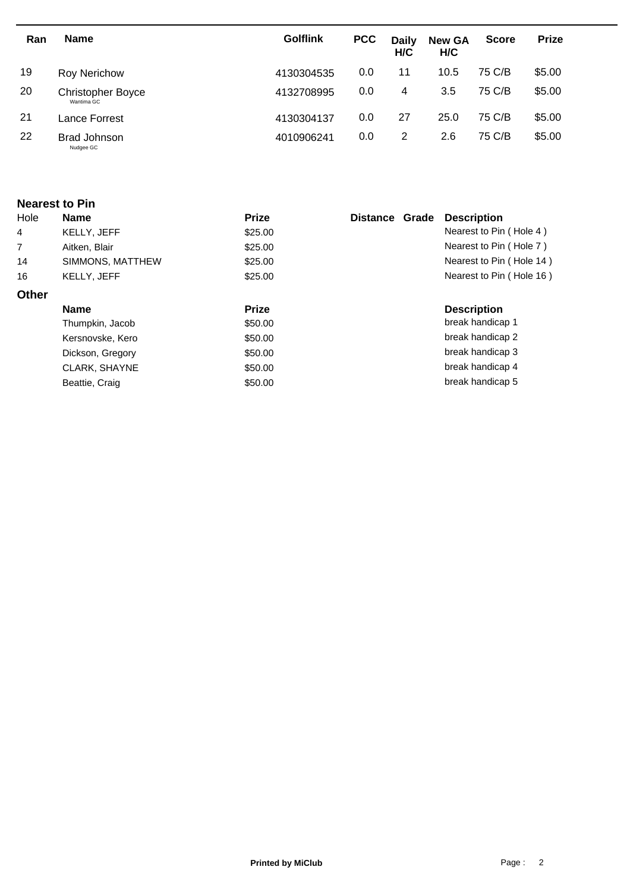| Ran | Name | Golflink | PCC | Daily H/C | New GA H/C | Score | Prize |
|---|---|---|---|---|---|---|---|
| 19 | Roy Nerichow | 4130304535 | 0.0 | 11 | 10.5 | 75 C/B | $5.00 |
| 20 | Christopher Boyce<br>Wantima GC | 4132708995 | 0.0 | 4 | 3.5 | 75 C/B | $5.00 |
| 21 | Lance Forrest | 4130304137 | 0.0 | 27 | 25.0 | 75 C/B | $5.00 |
| 22 | Brad Johnson<br>Nudgee GC | 4010906241 | 0.0 | 2 | 2.6 | 75 C/B | $5.00 |

## Nearest to Pin

| Hole | Name | Prize | Distance | Grade | Description |
|---|---|---|---|---|---|
| 4 | KELLY, JEFF | $25.00 | | | Nearest to Pin ( Hole 4 ) |
| 7 | Aitken, Blair | $25.00 | | | Nearest to Pin ( Hole 7 ) |
| 14 | SIMMONS, MATTHEW | $25.00 | | | Nearest to Pin ( Hole 14 ) |
| 16 | KELLY, JEFF | $25.00 | | | Nearest to Pin ( Hole 16 ) |

## Other

| Name | Prize | Description |
|---|---|---|
| Thumpkin, Jacob | $50.00 | break handicap 1 |
| Kersnovske, Kero | $50.00 | break handicap 2 |
| Dickson, Gregory | $50.00 | break handicap 3 |
| CLARK, SHAYNE | $50.00 | break handicap 4 |
| Beattie, Craig | $50.00 | break handicap 5 |

**Printed by MiClub**